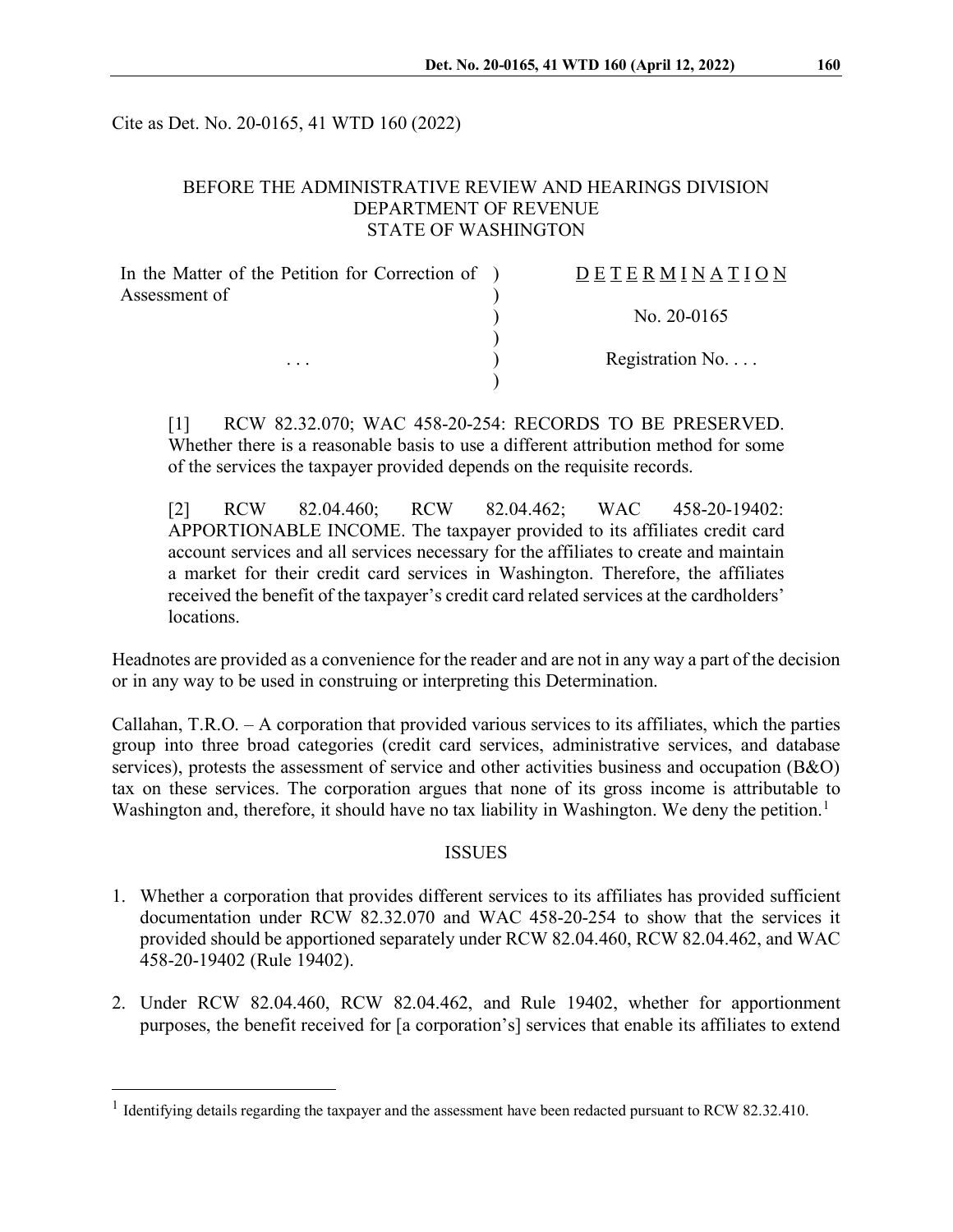Cite as Det. No. 20-0165, 41 WTD 160 (2022)

BEFORE THE ADMINISTRATIVE REVIEW AND HEARINGS DIVISION
DEPARTMENT OF REVENUE
STATE OF WASHINGTON

| | | |
|---|---|---|
| In the Matter of the Petition for Correction of Assessment of | ) | D E T E R M I N A T I O N |
| | ) | No. 20-0165 |
| . . . | ) | Registration No. . . . |

[1] RCW 82.32.070; WAC 458-20-254: RECORDS TO BE PRESERVED. Whether there is a reasonable basis to use a different attribution method for some of the services the taxpayer provided depends on the requisite records.

[2] RCW 82.04.460; RCW 82.04.462; WAC 458-20-19402: APPORTIONABLE INCOME. The taxpayer provided to its affiliates credit card account services and all services necessary for the affiliates to create and maintain a market for their credit card services in Washington. Therefore, the affiliates received the benefit of the taxpayer's credit card related services at the cardholders' locations.

Headnotes are provided as a convenience for the reader and are not in any way a part of the decision or in any way to be used in construing or interpreting this Determination.

Callahan, T.R.O. – A corporation that provided various services to its affiliates, which the parties group into three broad categories (credit card services, administrative services, and database services), protests the assessment of service and other activities business and occupation (B&O) tax on these services. The corporation argues that none of its gross income is attributable to Washington and, therefore, it should have no tax liability in Washington. We deny the petition.[1]

## ISSUES

1. Whether a corporation that provides different services to its affiliates has provided sufficient documentation under RCW 82.32.070 and WAC 458-20-254 to show that the services it provided should be apportioned separately under RCW 82.04.460, RCW 82.04.462, and WAC 458-20-19402 (Rule 19402).

2. Under RCW 82.04.460, RCW 82.04.462, and Rule 19402, whether for apportionment purposes, the benefit received for [a corporation's] services that enable its affiliates to extend

[1] Identifying details regarding the taxpayer and the assessment have been redacted pursuant to RCW 82.32.410.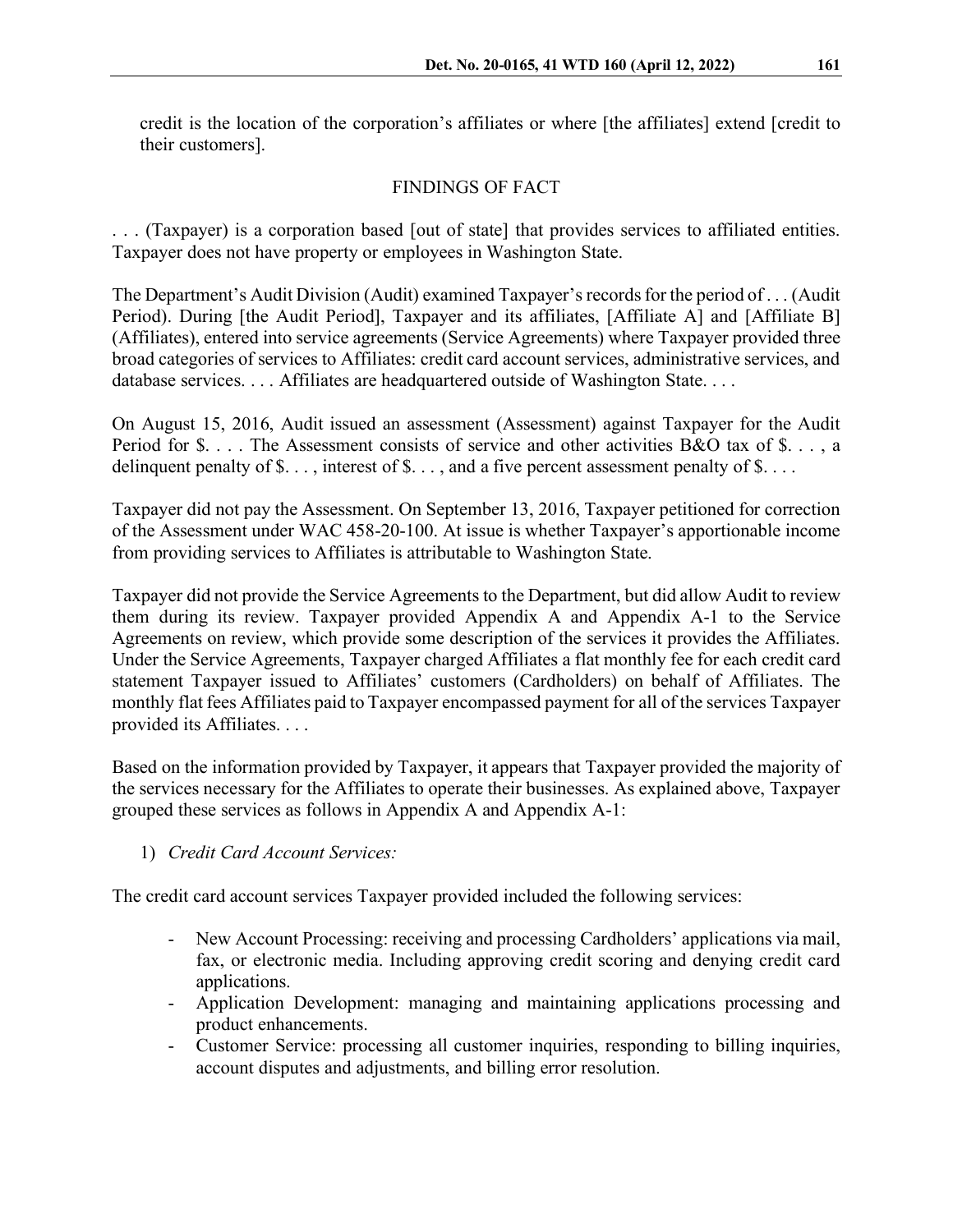credit is the location of the corporation's affiliates or where [the affiliates] extend [credit to their customers].

## FINDINGS OF FACT

. . . (Taxpayer) is a corporation based [out of state] that provides services to affiliated entities. Taxpayer does not have property or employees in Washington State.

The Department's Audit Division (Audit) examined Taxpayer's records for the period of . . . (Audit Period). During [the Audit Period], Taxpayer and its affiliates, [Affiliate A] and [Affiliate B] (Affiliates), entered into service agreements (Service Agreements) where Taxpayer provided three broad categories of services to Affiliates: credit card account services, administrative services, and database services. . . . Affiliates are headquartered outside of Washington State. . . .

On August 15, 2016, Audit issued an assessment (Assessment) against Taxpayer for the Audit Period for $. . . . The Assessment consists of service and other activities B&O tax of $. . . , a delinquent penalty of $. . . , interest of $. . . , and a five percent assessment penalty of $. . . .

Taxpayer did not pay the Assessment. On September 13, 2016, Taxpayer petitioned for correction of the Assessment under WAC 458-20-100. At issue is whether Taxpayer's apportionable income from providing services to Affiliates is attributable to Washington State.

Taxpayer did not provide the Service Agreements to the Department, but did allow Audit to review them during its review. Taxpayer provided Appendix A and Appendix A-1 to the Service Agreements on review, which provide some description of the services it provides the Affiliates. Under the Service Agreements, Taxpayer charged Affiliates a flat monthly fee for each credit card statement Taxpayer issued to Affiliates' customers (Cardholders) on behalf of Affiliates. The monthly flat fees Affiliates paid to Taxpayer encompassed payment for all of the services Taxpayer provided its Affiliates. . . .

Based on the information provided by Taxpayer, it appears that Taxpayer provided the majority of the services necessary for the Affiliates to operate their businesses. As explained above, Taxpayer grouped these services as follows in Appendix A and Appendix A-1:

1) *Credit Card Account Services:*

The credit card account services Taxpayer provided included the following services:

- New Account Processing: receiving and processing Cardholders' applications via mail, fax, or electronic media. Including approving credit scoring and denying credit card applications.
- Application Development: managing and maintaining applications processing and product enhancements.
- Customer Service: processing all customer inquiries, responding to billing inquiries, account disputes and adjustments, and billing error resolution.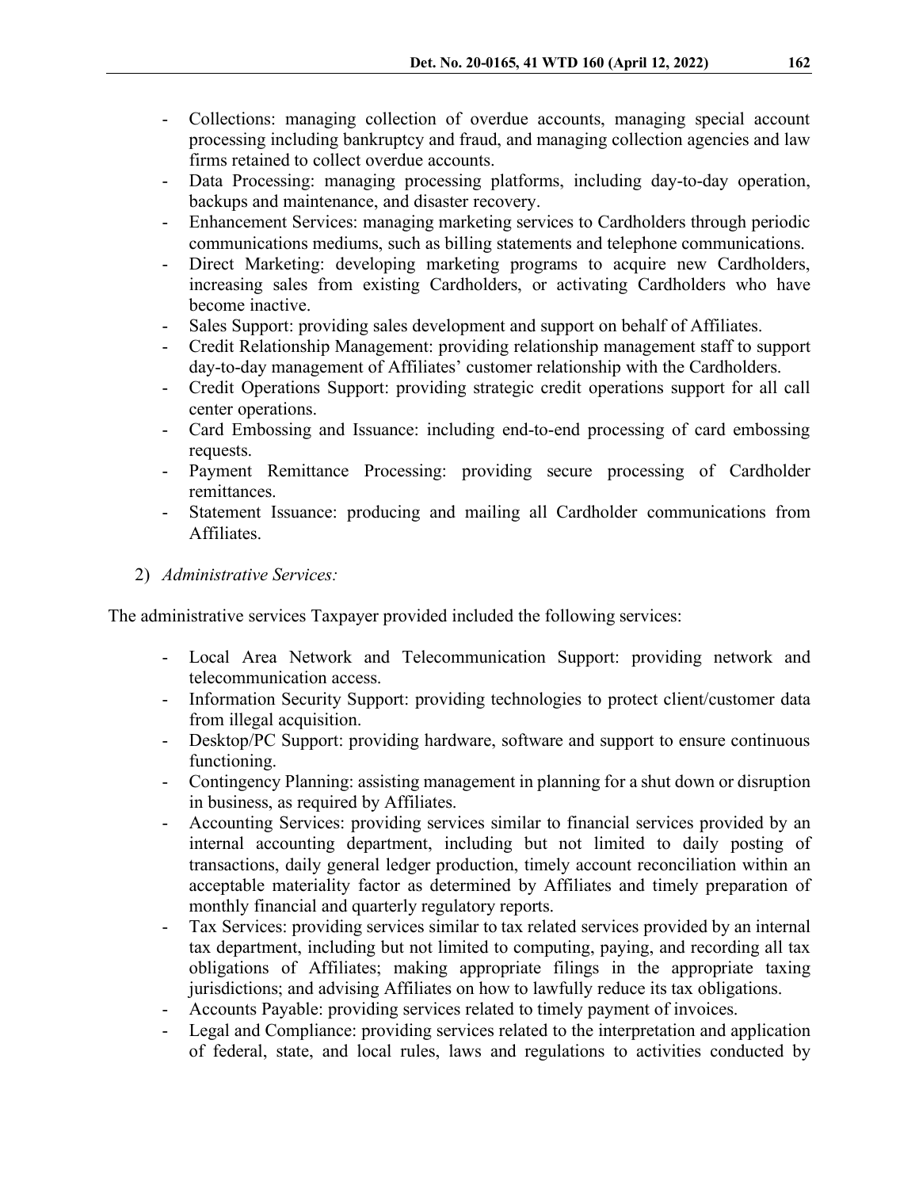- Collections: managing collection of overdue accounts, managing special account processing including bankruptcy and fraud, and managing collection agencies and law firms retained to collect overdue accounts.
- Data Processing: managing processing platforms, including day-to-day operation, backups and maintenance, and disaster recovery.
- Enhancement Services: managing marketing services to Cardholders through periodic communications mediums, such as billing statements and telephone communications.
- Direct Marketing: developing marketing programs to acquire new Cardholders, increasing sales from existing Cardholders, or activating Cardholders who have become inactive.
- Sales Support: providing sales development and support on behalf of Affiliates.
- Credit Relationship Management: providing relationship management staff to support day-to-day management of Affiliates' customer relationship with the Cardholders.
- Credit Operations Support: providing strategic credit operations support for all call center operations.
- Card Embossing and Issuance: including end-to-end processing of card embossing requests.
- Payment Remittance Processing: providing secure processing of Cardholder remittances.
- Statement Issuance: producing and mailing all Cardholder communications from Affiliates.

2) *Administrative Services:*

The administrative services Taxpayer provided included the following services:

- Local Area Network and Telecommunication Support: providing network and telecommunication access.
- Information Security Support: providing technologies to protect client/customer data from illegal acquisition.
- Desktop/PC Support: providing hardware, software and support to ensure continuous functioning.
- Contingency Planning: assisting management in planning for a shut down or disruption in business, as required by Affiliates.
- Accounting Services: providing services similar to financial services provided by an internal accounting department, including but not limited to daily posting of transactions, daily general ledger production, timely account reconciliation within an acceptable materiality factor as determined by Affiliates and timely preparation of monthly financial and quarterly regulatory reports.
- Tax Services: providing services similar to tax related services provided by an internal tax department, including but not limited to computing, paying, and recording all tax obligations of Affiliates; making appropriate filings in the appropriate taxing jurisdictions; and advising Affiliates on how to lawfully reduce its tax obligations.
- Accounts Payable: providing services related to timely payment of invoices.
- Legal and Compliance: providing services related to the interpretation and application of federal, state, and local rules, laws and regulations to activities conducted by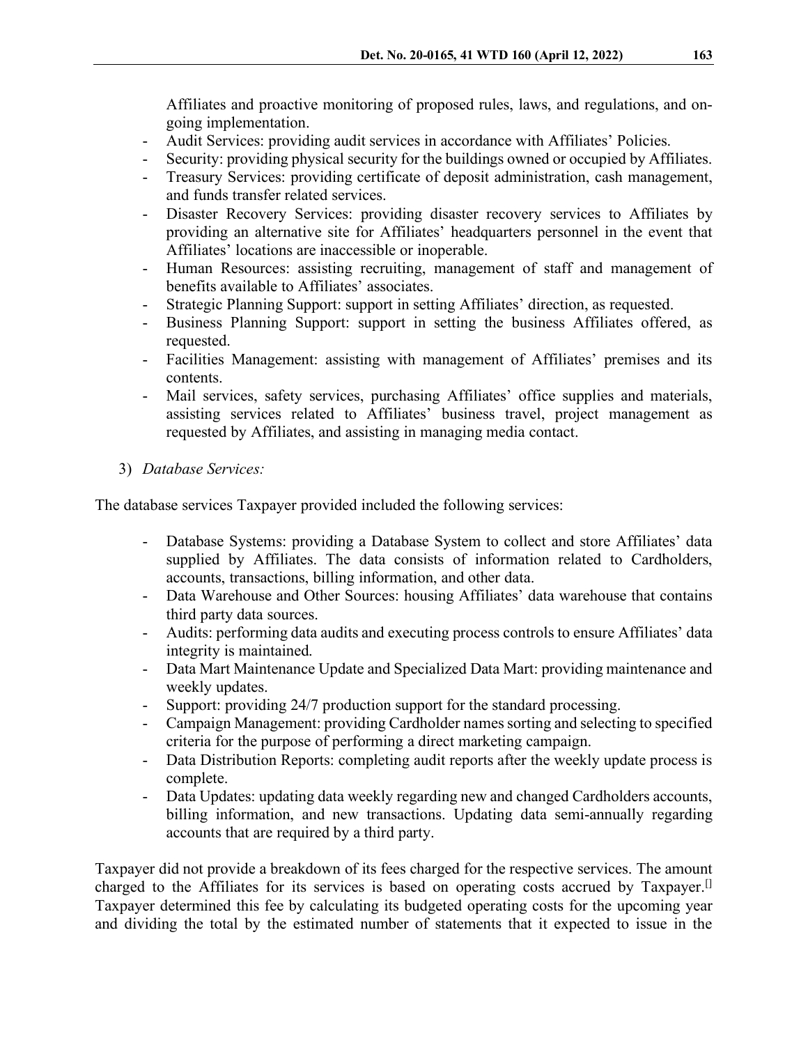Affiliates and proactive monitoring of proposed rules, laws, and regulations, and on-going implementation.

- Audit Services: providing audit services in accordance with Affiliates' Policies.
- Security: providing physical security for the buildings owned or occupied by Affiliates.
- Treasury Services: providing certificate of deposit administration, cash management, and funds transfer related services.
- Disaster Recovery Services: providing disaster recovery services to Affiliates by providing an alternative site for Affiliates' headquarters personnel in the event that Affiliates' locations are inaccessible or inoperable.
- Human Resources: assisting recruiting, management of staff and management of benefits available to Affiliates' associates.
- Strategic Planning Support: support in setting Affiliates' direction, as requested.
- Business Planning Support: support in setting the business Affiliates offered, as requested.
- Facilities Management: assisting with management of Affiliates' premises and its contents.
- Mail services, safety services, purchasing Affiliates' office supplies and materials, assisting services related to Affiliates' business travel, project management as requested by Affiliates, and assisting in managing media contact.

3) *Database Services:*

The database services Taxpayer provided included the following services:

- Database Systems: providing a Database System to collect and store Affiliates' data supplied by Affiliates. The data consists of information related to Cardholders, accounts, transactions, billing information, and other data.
- Data Warehouse and Other Sources: housing Affiliates' data warehouse that contains third party data sources.
- Audits: performing data audits and executing process controls to ensure Affiliates' data integrity is maintained.
- Data Mart Maintenance Update and Specialized Data Mart: providing maintenance and weekly updates.
- Support: providing 24/7 production support for the standard processing.
- Campaign Management: providing Cardholder names sorting and selecting to specified criteria for the purpose of performing a direct marketing campaign.
- Data Distribution Reports: completing audit reports after the weekly update process is complete.
- Data Updates: updating data weekly regarding new and changed Cardholders accounts, billing information, and new transactions. Updating data semi-annually regarding accounts that are required by a third party.

Taxpayer did not provide a breakdown of its fees charged for the respective services. The amount charged to the Affiliates for its services is based on operating costs accrued by Taxpayer.[] Taxpayer determined this fee by calculating its budgeted operating costs for the upcoming year and dividing the total by the estimated number of statements that it expected to issue in the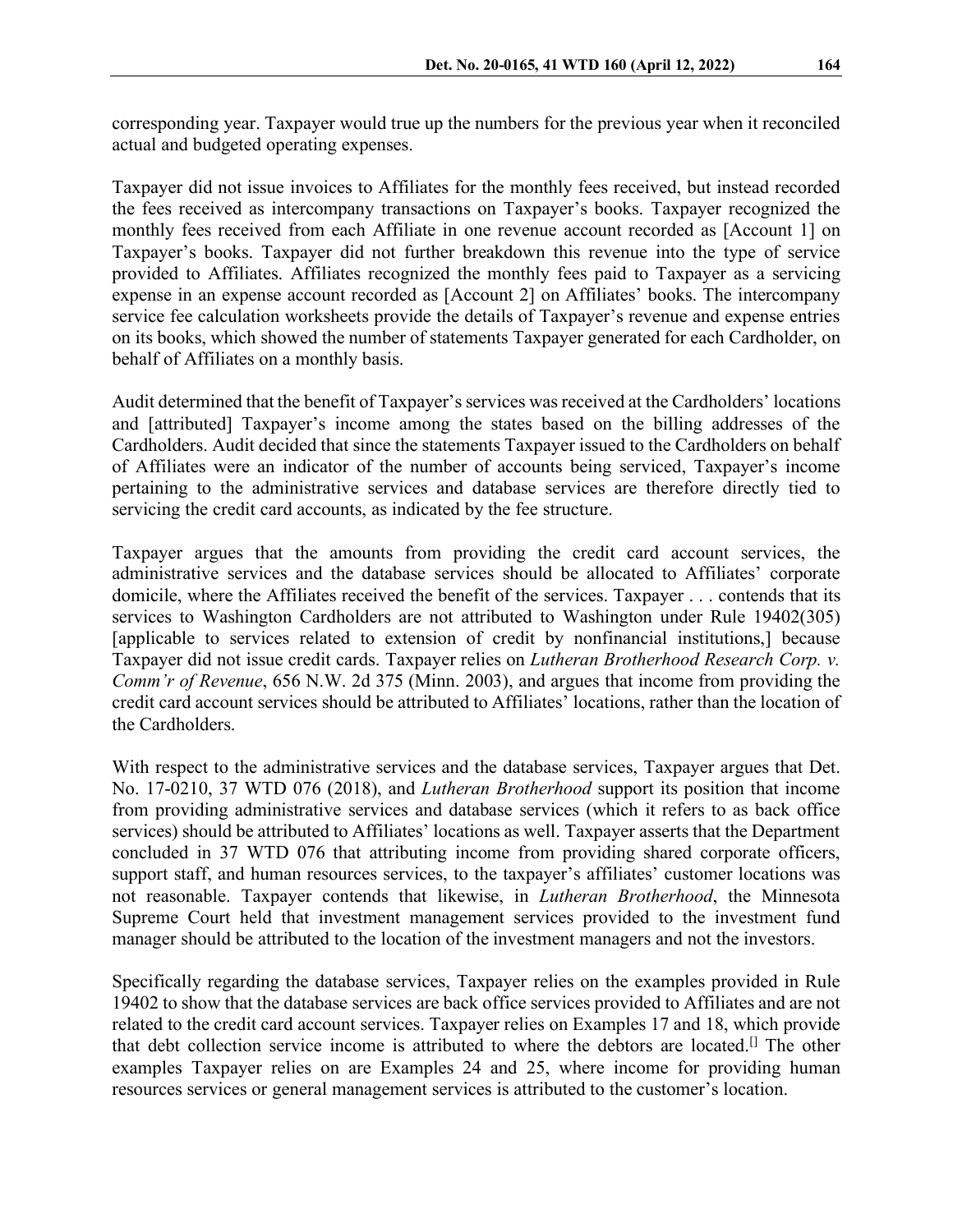corresponding year. Taxpayer would true up the numbers for the previous year when it reconciled actual and budgeted operating expenses.

Taxpayer did not issue invoices to Affiliates for the monthly fees received, but instead recorded the fees received as intercompany transactions on Taxpayer's books. Taxpayer recognized the monthly fees received from each Affiliate in one revenue account recorded as [Account 1] on Taxpayer's books. Taxpayer did not further breakdown this revenue into the type of service provided to Affiliates. Affiliates recognized the monthly fees paid to Taxpayer as a servicing expense in an expense account recorded as [Account 2] on Affiliates' books. The intercompany service fee calculation worksheets provide the details of Taxpayer's revenue and expense entries on its books, which showed the number of statements Taxpayer generated for each Cardholder, on behalf of Affiliates on a monthly basis.

Audit determined that the benefit of Taxpayer's services was received at the Cardholders' locations and [attributed] Taxpayer's income among the states based on the billing addresses of the Cardholders. Audit decided that since the statements Taxpayer issued to the Cardholders on behalf of Affiliates were an indicator of the number of accounts being serviced, Taxpayer's income pertaining to the administrative services and database services are therefore directly tied to servicing the credit card accounts, as indicated by the fee structure.

Taxpayer argues that the amounts from providing the credit card account services, the administrative services and the database services should be allocated to Affiliates' corporate domicile, where the Affiliates received the benefit of the services. Taxpayer . . . contends that its services to Washington Cardholders are not attributed to Washington under Rule 19402(305) [applicable to services related to extension of credit by nonfinancial institutions,] because Taxpayer did not issue credit cards. Taxpayer relies on *Lutheran Brotherhood Research Corp. v. Comm'r of Revenue*, 656 N.W. 2d 375 (Minn. 2003), and argues that income from providing the credit card account services should be attributed to Affiliates' locations, rather than the location of the Cardholders.

With respect to the administrative services and the database services, Taxpayer argues that Det. No. 17-0210, 37 WTD 076 (2018), and *Lutheran Brotherhood* support its position that income from providing administrative services and database services (which it refers to as back office services) should be attributed to Affiliates' locations as well. Taxpayer asserts that the Department concluded in 37 WTD 076 that attributing income from providing shared corporate officers, support staff, and human resources services, to the taxpayer's affiliates' customer locations was not reasonable. Taxpayer contends that likewise, in *Lutheran Brotherhood*, the Minnesota Supreme Court held that investment management services provided to the investment fund manager should be attributed to the location of the investment managers and not the investors.

Specifically regarding the database services, Taxpayer relies on the examples provided in Rule 19402 to show that the database services are back office services provided to Affiliates and are not related to the credit card account services. Taxpayer relies on Examples 17 and 18, which provide that debt collection service income is attributed to where the debtors are located.[] The other examples Taxpayer relies on are Examples 24 and 25, where income for providing human resources services or general management services is attributed to the customer's location.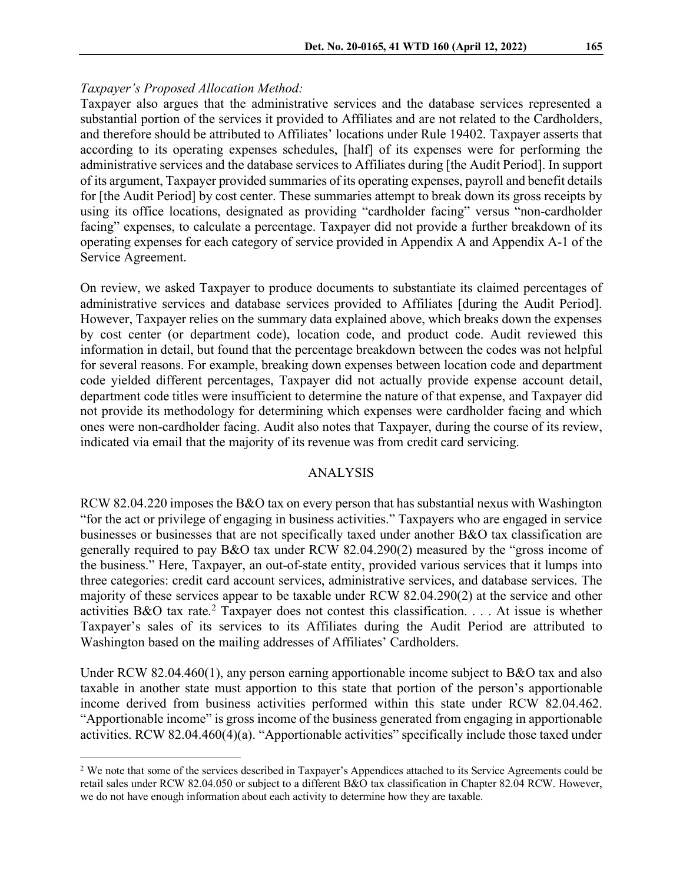*Taxpayer's Proposed Allocation Method:*

Taxpayer also argues that the administrative services and the database services represented a substantial portion of the services it provided to Affiliates and are not related to the Cardholders, and therefore should be attributed to Affiliates' locations under Rule 19402. Taxpayer asserts that according to its operating expenses schedules, [half] of its expenses were for performing the administrative services and the database services to Affiliates during [the Audit Period]. In support of its argument, Taxpayer provided summaries of its operating expenses, payroll and benefit details for [the Audit Period] by cost center. These summaries attempt to break down its gross receipts by using its office locations, designated as providing "cardholder facing" versus "non-cardholder facing" expenses, to calculate a percentage. Taxpayer did not provide a further breakdown of its operating expenses for each category of service provided in Appendix A and Appendix A-1 of the Service Agreement.

On review, we asked Taxpayer to produce documents to substantiate its claimed percentages of administrative services and database services provided to Affiliates [during the Audit Period]. However, Taxpayer relies on the summary data explained above, which breaks down the expenses by cost center (or department code), location code, and product code. Audit reviewed this information in detail, but found that the percentage breakdown between the codes was not helpful for several reasons. For example, breaking down expenses between location code and department code yielded different percentages, Taxpayer did not actually provide expense account detail, department code titles were insufficient to determine the nature of that expense, and Taxpayer did not provide its methodology for determining which expenses were cardholder facing and which ones were non-cardholder facing. Audit also notes that Taxpayer, during the course of its review, indicated via email that the majority of its revenue was from credit card servicing.

## ANALYSIS

RCW 82.04.220 imposes the B&O tax on every person that has substantial nexus with Washington "for the act or privilege of engaging in business activities." Taxpayers who are engaged in service businesses or businesses that are not specifically taxed under another B&O tax classification are generally required to pay B&O tax under RCW 82.04.290(2) measured by the "gross income of the business." Here, Taxpayer, an out-of-state entity, provided various services that it lumps into three categories: credit card account services, administrative services, and database services. The majority of these services appear to be taxable under RCW 82.04.290(2) at the service and other activities B&O tax rate.[2] Taxpayer does not contest this classification. . . . At issue is whether Taxpayer's sales of its services to its Affiliates during the Audit Period are attributed to Washington based on the mailing addresses of Affiliates' Cardholders.

Under RCW 82.04.460(1), any person earning apportionable income subject to B&O tax and also taxable in another state must apportion to this state that portion of the person's apportionable income derived from business activities performed within this state under RCW 82.04.462. "Apportionable income" is gross income of the business generated from engaging in apportionable activities. RCW 82.04.460(4)(a). "Apportionable activities" specifically include those taxed under

[2] We note that some of the services described in Taxpayer's Appendices attached to its Service Agreements could be retail sales under RCW 82.04.050 or subject to a different B&O tax classification in Chapter 82.04 RCW. However, we do not have enough information about each activity to determine how they are taxable.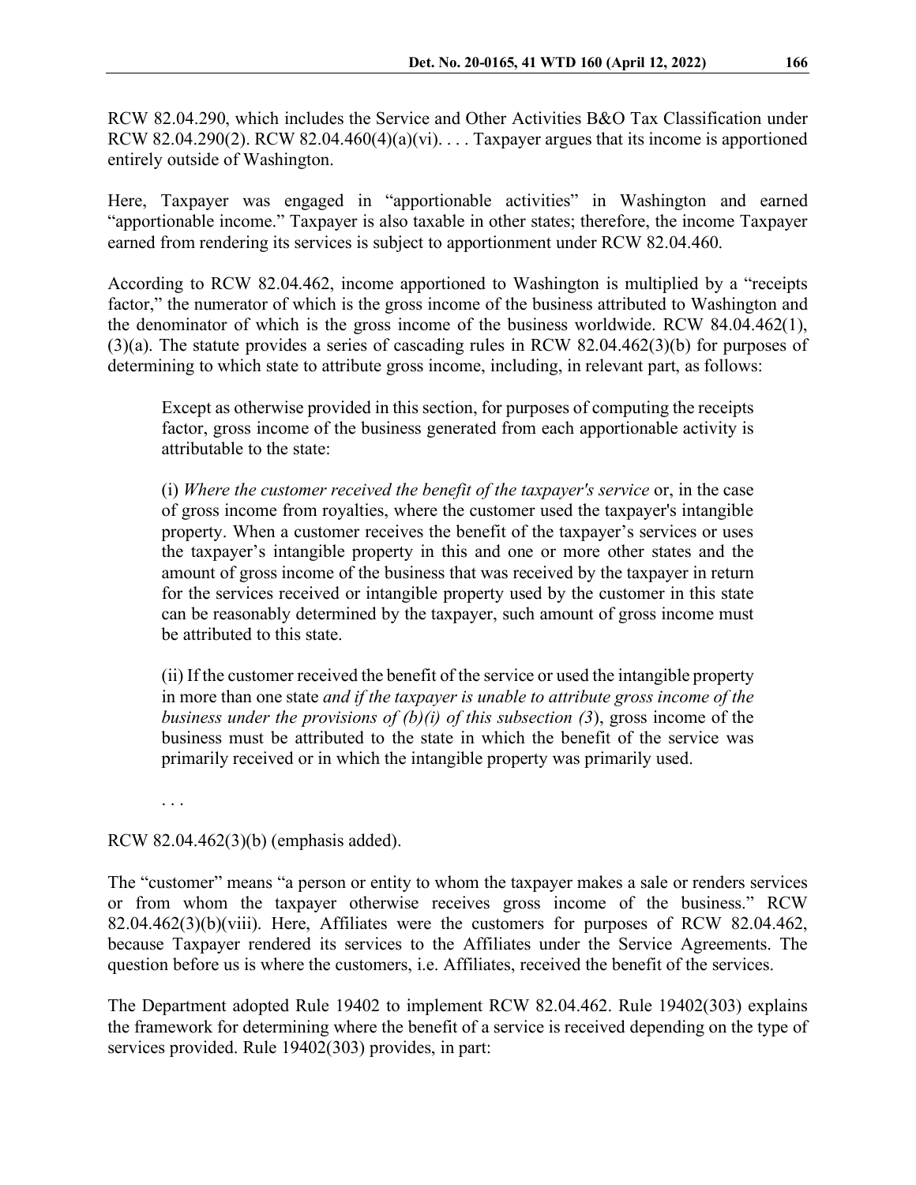RCW 82.04.290, which includes the Service and Other Activities B&O Tax Classification under RCW 82.04.290(2). RCW 82.04.460(4)(a)(vi). . . . Taxpayer argues that its income is apportioned entirely outside of Washington.

Here, Taxpayer was engaged in "apportionable activities" in Washington and earned "apportionable income." Taxpayer is also taxable in other states; therefore, the income Taxpayer earned from rendering its services is subject to apportionment under RCW 82.04.460.

According to RCW 82.04.462, income apportioned to Washington is multiplied by a "receipts factor," the numerator of which is the gross income of the business attributed to Washington and the denominator of which is the gross income of the business worldwide. RCW 84.04.462(1), (3)(a). The statute provides a series of cascading rules in RCW 82.04.462(3)(b) for purposes of determining to which state to attribute gross income, including, in relevant part, as follows:

> Except as otherwise provided in this section, for purposes of computing the receipts factor, gross income of the business generated from each apportionable activity is attributable to the state:
>
> (i) *Where the customer received the benefit of the taxpayer's service* or, in the case of gross income from royalties, where the customer used the taxpayer's intangible property. When a customer receives the benefit of the taxpayer's services or uses the taxpayer's intangible property in this and one or more other states and the amount of gross income of the business that was received by the taxpayer in return for the services received or intangible property used by the customer in this state can be reasonably determined by the taxpayer, such amount of gross income must be attributed to this state.
>
> (ii) If the customer received the benefit of the service or used the intangible property in more than one state *and if the taxpayer is unable to attribute gross income of the business under the provisions of (b)(i) of this subsection (3)*, gross income of the business must be attributed to the state in which the benefit of the service was primarily received or in which the intangible property was primarily used.
>
> . . .

RCW 82.04.462(3)(b) (emphasis added).

The "customer" means "a person or entity to whom the taxpayer makes a sale or renders services or from whom the taxpayer otherwise receives gross income of the business." RCW 82.04.462(3)(b)(viii). Here, Affiliates were the customers for purposes of RCW 82.04.462, because Taxpayer rendered its services to the Affiliates under the Service Agreements. The question before us is where the customers, i.e. Affiliates, received the benefit of the services.

The Department adopted Rule 19402 to implement RCW 82.04.462. Rule 19402(303) explains the framework for determining where the benefit of a service is received depending on the type of services provided. Rule 19402(303) provides, in part: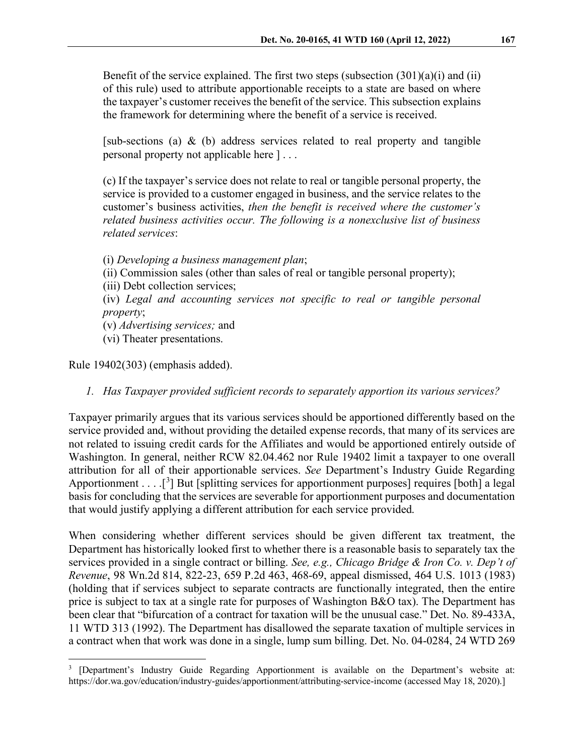> Benefit of the service explained. The first two steps (subsection (301)(a)(i) and (ii) of this rule) used to attribute apportionable receipts to a state are based on where the taxpayer's customer receives the benefit of the service. This subsection explains the framework for determining where the benefit of a service is received.
>
> [sub-sections (a) & (b) address services related to real property and tangible personal property not applicable here ] . . .
>
> (c) If the taxpayer's service does not relate to real or tangible personal property, the service is provided to a customer engaged in business, and the service relates to the customer's business activities, *then the benefit is received where the customer's related business activities occur. The following is a nonexclusive list of business related services*:
>
> (i) *Developing a business management plan*;
> (ii) Commission sales (other than sales of real or tangible personal property);
> (iii) Debt collection services;
> (iv) *Legal and accounting services not specific to real or tangible personal property*;
> (v) *Advertising services;* and
> (vi) Theater presentations.

Rule 19402(303) (emphasis added).

*1. Has Taxpayer provided sufficient records to separately apportion its various services?*

Taxpayer primarily argues that its various services should be apportioned differently based on the service provided and, without providing the detailed expense records, that many of its services are not related to issuing credit cards for the Affiliates and would be apportioned entirely outside of Washington. In general, neither RCW 82.04.462 nor Rule 19402 limit a taxpayer to one overall attribution for all of their apportionable services. *See* Department's Industry Guide Regarding Apportionment . . . .[[3]] But [splitting services for apportionment purposes] requires [both] a legal basis for concluding that the services are severable for apportionment purposes and documentation that would justify applying a different attribution for each service provided.

When considering whether different services should be given different tax treatment, the Department has historically looked first to whether there is a reasonable basis to separately tax the services provided in a single contract or billing. *See, e.g., Chicago Bridge & Iron Co. v. Dep't of Revenue*, 98 Wn.2d 814, 822-23, 659 P.2d 463, 468-69, appeal dismissed, 464 U.S. 1013 (1983) (holding that if services subject to separate contracts are functionally integrated, then the entire price is subject to tax at a single rate for purposes of Washington B&O tax). The Department has been clear that "bifurcation of a contract for taxation will be the unusual case." Det. No. 89-433A, 11 WTD 313 (1992). The Department has disallowed the separate taxation of multiple services in a contract when that work was done in a single, lump sum billing. Det. No. 04-0284, 24 WTD 269

---

[3] [Department's Industry Guide Regarding Apportionment is available on the Department's website at: https://dor.wa.gov/education/industry-guides/apportionment/attributing-service-income (accessed May 18, 2020).]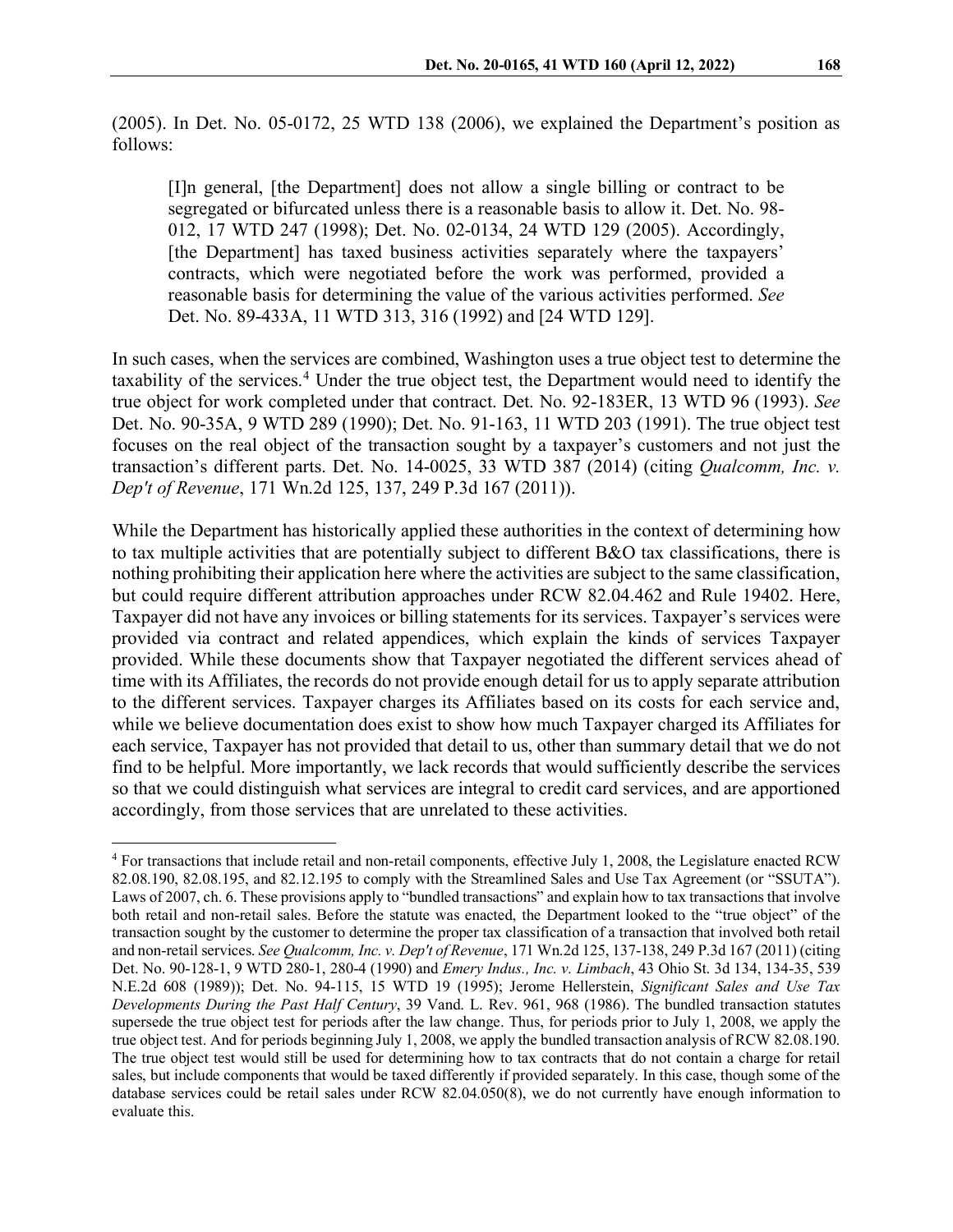(2005). In Det. No. 05-0172, 25 WTD 138 (2006), we explained the Department's position as follows:

> [I]n general, [the Department] does not allow a single billing or contract to be segregated or bifurcated unless there is a reasonable basis to allow it. Det. No. 98-012, 17 WTD 247 (1998); Det. No. 02-0134, 24 WTD 129 (2005). Accordingly, [the Department] has taxed business activities separately where the taxpayers' contracts, which were negotiated before the work was performed, provided a reasonable basis for determining the value of the various activities performed. *See* Det. No. 89-433A, 11 WTD 313, 316 (1992) and [24 WTD 129].

In such cases, when the services are combined, Washington uses a true object test to determine the taxability of the services.[4] Under the true object test, the Department would need to identify the true object for work completed under that contract. Det. No. 92-183ER, 13 WTD 96 (1993). *See* Det. No. 90-35A, 9 WTD 289 (1990); Det. No. 91-163, 11 WTD 203 (1991). The true object test focuses on the real object of the transaction sought by a taxpayer's customers and not just the transaction's different parts. Det. No. 14-0025, 33 WTD 387 (2014) (citing *Qualcomm, Inc. v. Dep't of Revenue*, 171 Wn.2d 125, 137, 249 P.3d 167 (2011)).

While the Department has historically applied these authorities in the context of determining how to tax multiple activities that are potentially subject to different B&O tax classifications, there is nothing prohibiting their application here where the activities are subject to the same classification, but could require different attribution approaches under RCW 82.04.462 and Rule 19402. Here, Taxpayer did not have any invoices or billing statements for its services. Taxpayer's services were provided via contract and related appendices, which explain the kinds of services Taxpayer provided. While these documents show that Taxpayer negotiated the different services ahead of time with its Affiliates, the records do not provide enough detail for us to apply separate attribution to the different services. Taxpayer charges its Affiliates based on its costs for each service and, while we believe documentation does exist to show how much Taxpayer charged its Affiliates for each service, Taxpayer has not provided that detail to us, other than summary detail that we do not find to be helpful. More importantly, we lack records that would sufficiently describe the services so that we could distinguish what services are integral to credit card services, and are apportioned accordingly, from those services that are unrelated to these activities.

---

[4] For transactions that include retail and non-retail components, effective July 1, 2008, the Legislature enacted RCW 82.08.190, 82.08.195, and 82.12.195 to comply with the Streamlined Sales and Use Tax Agreement (or "SSUTA"). Laws of 2007, ch. 6. These provisions apply to "bundled transactions" and explain how to tax transactions that involve both retail and non-retail sales. Before the statute was enacted, the Department looked to the "true object" of the transaction sought by the customer to determine the proper tax classification of a transaction that involved both retail and non-retail services. *See Qualcomm, Inc. v. Dep't of Revenue*, 171 Wn.2d 125, 137-138, 249 P.3d 167 (2011) (citing Det. No. 90-128-1, 9 WTD 280-1, 280-4 (1990) and *Emery Indus., Inc. v. Limbach*, 43 Ohio St. 3d 134, 134-35, 539 N.E.2d 608 (1989)); Det. No. 94-115, 15 WTD 19 (1995); Jerome Hellerstein, *Significant Sales and Use Tax Developments During the Past Half Century*, 39 Vand. L. Rev. 961, 968 (1986). The bundled transaction statutes supersede the true object test for periods after the law change. Thus, for periods prior to July 1, 2008, we apply the true object test. And for periods beginning July 1, 2008, we apply the bundled transaction analysis of RCW 82.08.190. The true object test would still be used for determining how to tax contracts that do not contain a charge for retail sales, but include components that would be taxed differently if provided separately. In this case, though some of the database services could be retail sales under RCW 82.04.050(8), we do not currently have enough information to evaluate this.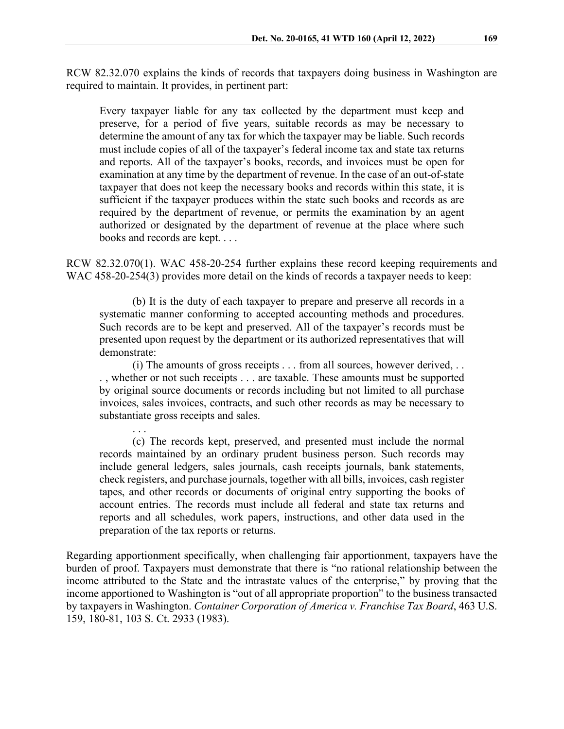RCW 82.32.070 explains the kinds of records that taxpayers doing business in Washington are required to maintain. It provides, in pertinent part:

> Every taxpayer liable for any tax collected by the department must keep and preserve, for a period of five years, suitable records as may be necessary to determine the amount of any tax for which the taxpayer may be liable. Such records must include copies of all of the taxpayer's federal income tax and state tax returns and reports. All of the taxpayer's books, records, and invoices must be open for examination at any time by the department of revenue. In the case of an out-of-state taxpayer that does not keep the necessary books and records within this state, it is sufficient if the taxpayer produces within the state such books and records as are required by the department of revenue, or permits the examination by an agent authorized or designated by the department of revenue at the place where such books and records are kept. . . .

RCW 82.32.070(1). WAC 458-20-254 further explains these record keeping requirements and WAC 458-20-254(3) provides more detail on the kinds of records a taxpayer needs to keep:

> (b) It is the duty of each taxpayer to prepare and preserve all records in a systematic manner conforming to accepted accounting methods and procedures. Such records are to be kept and preserved. All of the taxpayer's records must be presented upon request by the department or its authorized representatives that will demonstrate:
>
> (i) The amounts of gross receipts . . . from all sources, however derived, . . . , whether or not such receipts . . . are taxable. These amounts must be supported by original source documents or records including but not limited to all purchase invoices, sales invoices, contracts, and such other records as may be necessary to substantiate gross receipts and sales.
>
> . . .
>
> (c) The records kept, preserved, and presented must include the normal records maintained by an ordinary prudent business person. Such records may include general ledgers, sales journals, cash receipts journals, bank statements, check registers, and purchase journals, together with all bills, invoices, cash register tapes, and other records or documents of original entry supporting the books of account entries. The records must include all federal and state tax returns and reports and all schedules, work papers, instructions, and other data used in the preparation of the tax reports or returns.

Regarding apportionment specifically, when challenging fair apportionment, taxpayers have the burden of proof. Taxpayers must demonstrate that there is "no rational relationship between the income attributed to the State and the intrastate values of the enterprise," by proving that the income apportioned to Washington is "out of all appropriate proportion" to the business transacted by taxpayers in Washington. *Container Corporation of America v. Franchise Tax Board*, 463 U.S. 159, 180-81, 103 S. Ct. 2933 (1983).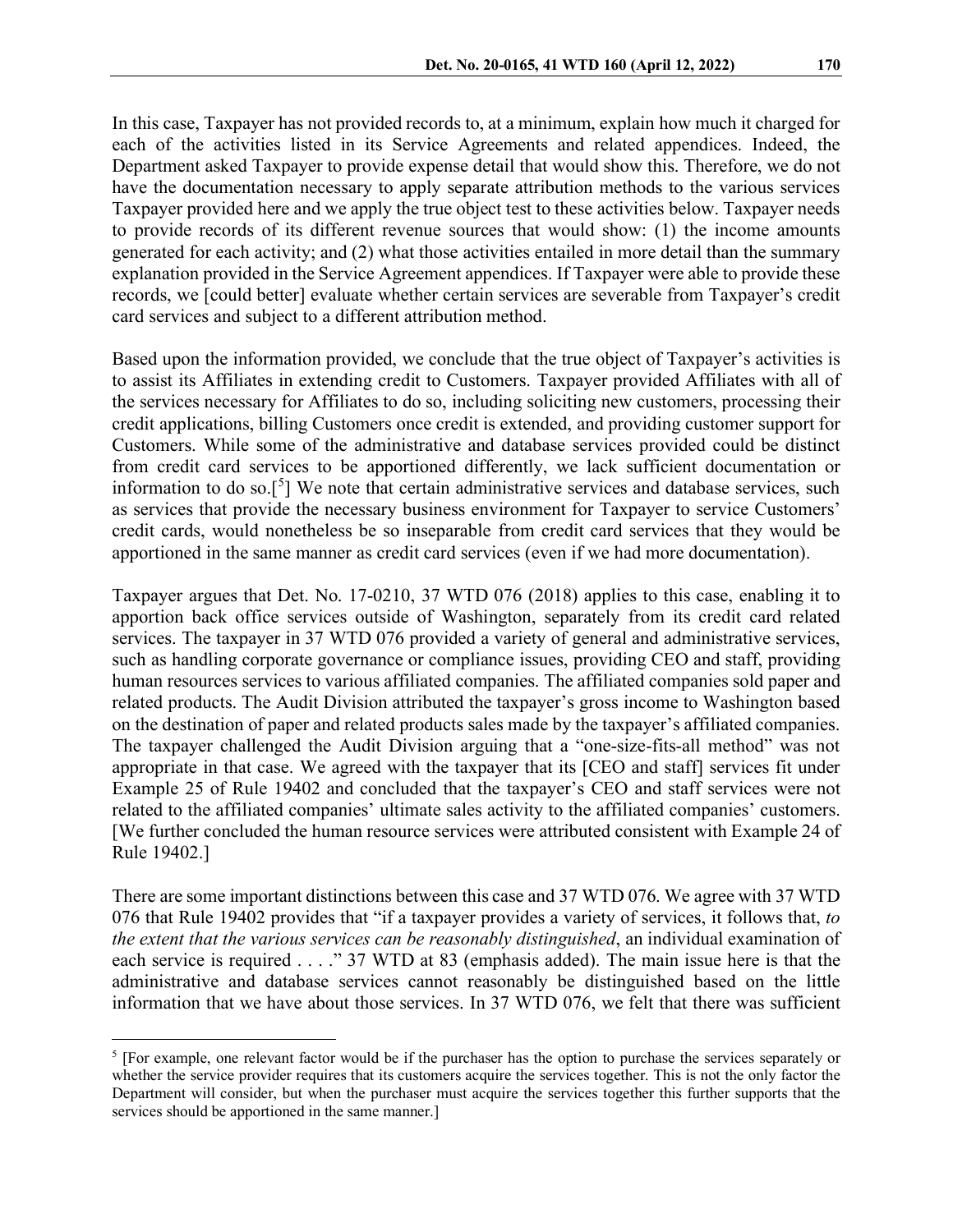In this case, Taxpayer has not provided records to, at a minimum, explain how much it charged for each of the activities listed in its Service Agreements and related appendices. Indeed, the Department asked Taxpayer to provide expense detail that would show this. Therefore, we do not have the documentation necessary to apply separate attribution methods to the various services Taxpayer provided here and we apply the true object test to these activities below. Taxpayer needs to provide records of its different revenue sources that would show: (1) the income amounts generated for each activity; and (2) what those activities entailed in more detail than the summary explanation provided in the Service Agreement appendices. If Taxpayer were able to provide these records, we [could better] evaluate whether certain services are severable from Taxpayer's credit card services and subject to a different attribution method.

Based upon the information provided, we conclude that the true object of Taxpayer's activities is to assist its Affiliates in extending credit to Customers. Taxpayer provided Affiliates with all of the services necessary for Affiliates to do so, including soliciting new customers, processing their credit applications, billing Customers once credit is extended, and providing customer support for Customers. While some of the administrative and database services provided could be distinct from credit card services to be apportioned differently, we lack sufficient documentation or information to do so.[5] We note that certain administrative services and database services, such as services that provide the necessary business environment for Taxpayer to service Customers' credit cards, would nonetheless be so inseparable from credit card services that they would be apportioned in the same manner as credit card services (even if we had more documentation).

Taxpayer argues that Det. No. 17-0210, 37 WTD 076 (2018) applies to this case, enabling it to apportion back office services outside of Washington, separately from its credit card related services. The taxpayer in 37 WTD 076 provided a variety of general and administrative services, such as handling corporate governance or compliance issues, providing CEO and staff, providing human resources services to various affiliated companies. The affiliated companies sold paper and related products. The Audit Division attributed the taxpayer's gross income to Washington based on the destination of paper and related products sales made by the taxpayer's affiliated companies. The taxpayer challenged the Audit Division arguing that a "one-size-fits-all method" was not appropriate in that case. We agreed with the taxpayer that its [CEO and staff] services fit under Example 25 of Rule 19402 and concluded that the taxpayer's CEO and staff services were not related to the affiliated companies' ultimate sales activity to the affiliated companies' customers. [We further concluded the human resource services were attributed consistent with Example 24 of Rule 19402.]

There are some important distinctions between this case and 37 WTD 076. We agree with 37 WTD 076 that Rule 19402 provides that "if a taxpayer provides a variety of services, it follows that, *to the extent that the various services can be reasonably distinguished*, an individual examination of each service is required . . . ." 37 WTD at 83 (emphasis added). The main issue here is that the administrative and database services cannot reasonably be distinguished based on the little information that we have about those services. In 37 WTD 076, we felt that there was sufficient

---

[5] [For example, one relevant factor would be if the purchaser has the option to purchase the services separately or whether the service provider requires that its customers acquire the services together. This is not the only factor the Department will consider, but when the purchaser must acquire the services together this further supports that the services should be apportioned in the same manner.]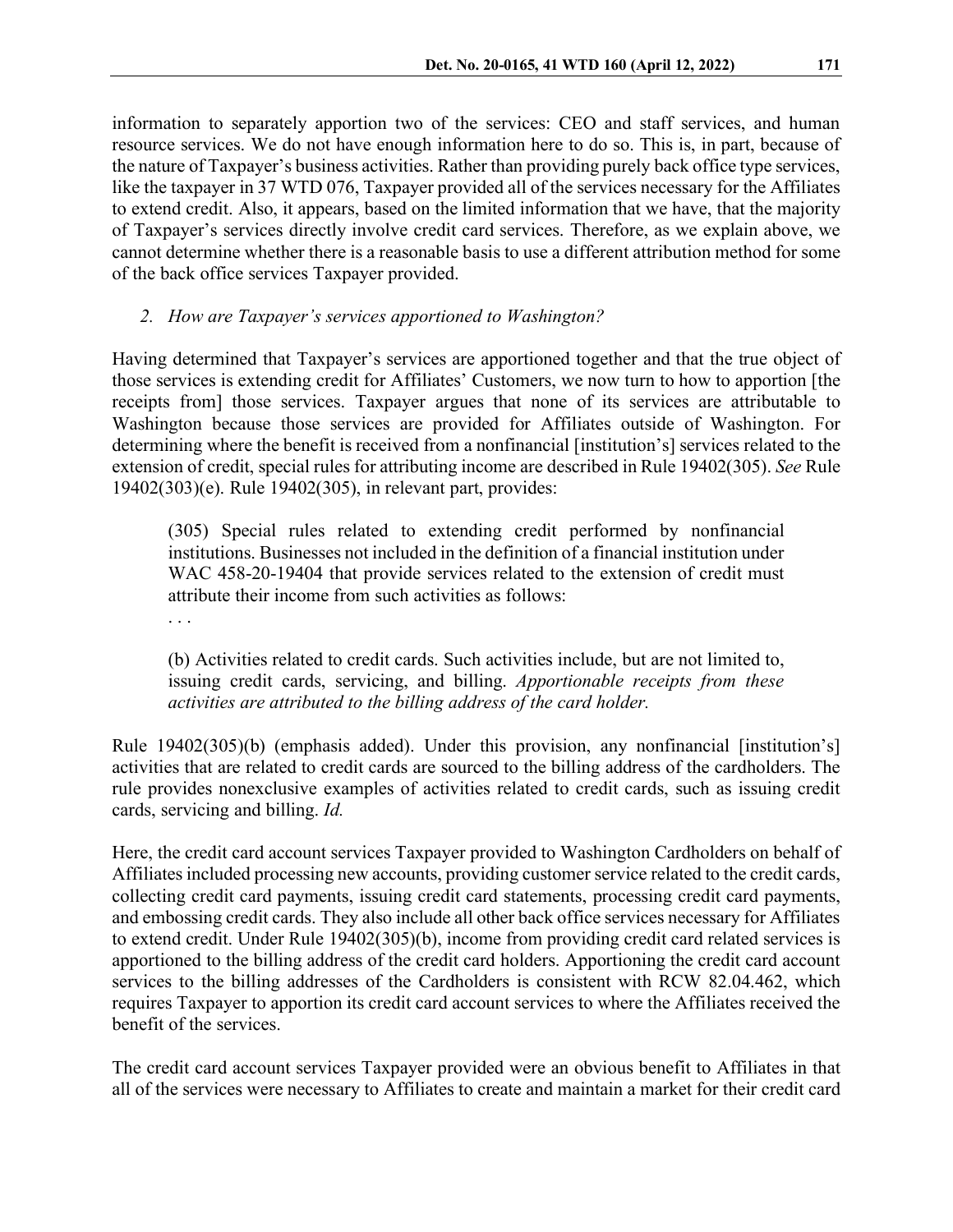information to separately apportion two of the services: CEO and staff services, and human resource services. We do not have enough information here to do so. This is, in part, because of the nature of Taxpayer's business activities. Rather than providing purely back office type services, like the taxpayer in 37 WTD 076, Taxpayer provided all of the services necessary for the Affiliates to extend credit. Also, it appears, based on the limited information that we have, that the majority of Taxpayer's services directly involve credit card services. Therefore, as we explain above, we cannot determine whether there is a reasonable basis to use a different attribution method for some of the back office services Taxpayer provided.

*2. How are Taxpayer's services apportioned to Washington?*

Having determined that Taxpayer's services are apportioned together and that the true object of those services is extending credit for Affiliates' Customers, we now turn to how to apportion [the receipts from] those services. Taxpayer argues that none of its services are attributable to Washington because those services are provided for Affiliates outside of Washington. For determining where the benefit is received from a nonfinancial [institution's] services related to the extension of credit, special rules for attributing income are described in Rule 19402(305). *See* Rule 19402(303)(e). Rule 19402(305), in relevant part, provides:

> (305) Special rules related to extending credit performed by nonfinancial institutions. Businesses not included in the definition of a financial institution under WAC 458-20-19404 that provide services related to the extension of credit must attribute their income from such activities as follows:
>
> . . .
>
> (b) Activities related to credit cards. Such activities include, but are not limited to, issuing credit cards, servicing, and billing. *Apportionable receipts from these activities are attributed to the billing address of the card holder.*

Rule 19402(305)(b) (emphasis added). Under this provision, any nonfinancial [institution's] activities that are related to credit cards are sourced to the billing address of the cardholders. The rule provides nonexclusive examples of activities related to credit cards, such as issuing credit cards, servicing and billing. *Id.*

Here, the credit card account services Taxpayer provided to Washington Cardholders on behalf of Affiliates included processing new accounts, providing customer service related to the credit cards, collecting credit card payments, issuing credit card statements, processing credit card payments, and embossing credit cards. They also include all other back office services necessary for Affiliates to extend credit. Under Rule 19402(305)(b), income from providing credit card related services is apportioned to the billing address of the credit card holders. Apportioning the credit card account services to the billing addresses of the Cardholders is consistent with RCW 82.04.462, which requires Taxpayer to apportion its credit card account services to where the Affiliates received the benefit of the services.

The credit card account services Taxpayer provided were an obvious benefit to Affiliates in that all of the services were necessary to Affiliates to create and maintain a market for their credit card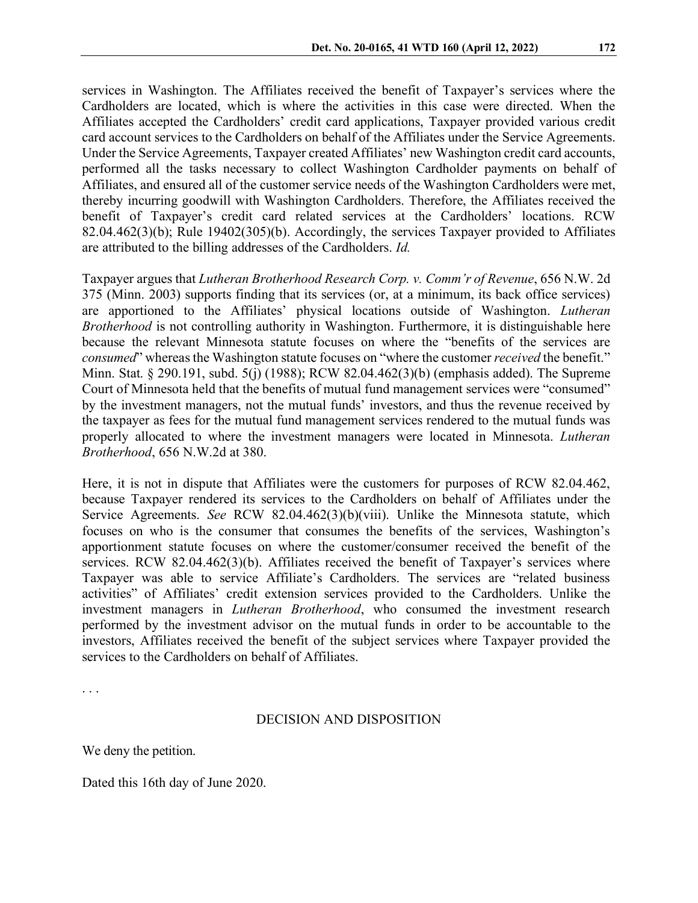services in Washington. The Affiliates received the benefit of Taxpayer's services where the Cardholders are located, which is where the activities in this case were directed. When the Affiliates accepted the Cardholders' credit card applications, Taxpayer provided various credit card account services to the Cardholders on behalf of the Affiliates under the Service Agreements. Under the Service Agreements, Taxpayer created Affiliates' new Washington credit card accounts, performed all the tasks necessary to collect Washington Cardholder payments on behalf of Affiliates, and ensured all of the customer service needs of the Washington Cardholders were met, thereby incurring goodwill with Washington Cardholders. Therefore, the Affiliates received the benefit of Taxpayer's credit card related services at the Cardholders' locations. RCW 82.04.462(3)(b); Rule 19402(305)(b). Accordingly, the services Taxpayer provided to Affiliates are attributed to the billing addresses of the Cardholders. *Id.*

Taxpayer argues that *Lutheran Brotherhood Research Corp. v. Comm'r of Revenue*, 656 N.W. 2d 375 (Minn. 2003) supports finding that its services (or, at a minimum, its back office services) are apportioned to the Affiliates' physical locations outside of Washington. *Lutheran Brotherhood* is not controlling authority in Washington. Furthermore, it is distinguishable here because the relevant Minnesota statute focuses on where the "benefits of the services are *consumed*" whereas the Washington statute focuses on "where the customer *received* the benefit." Minn. Stat. § 290.191, subd. 5(j) (1988); RCW 82.04.462(3)(b) (emphasis added). The Supreme Court of Minnesota held that the benefits of mutual fund management services were "consumed" by the investment managers, not the mutual funds' investors, and thus the revenue received by the taxpayer as fees for the mutual fund management services rendered to the mutual funds was properly allocated to where the investment managers were located in Minnesota. *Lutheran Brotherhood*, 656 N.W.2d at 380.

Here, it is not in dispute that Affiliates were the customers for purposes of RCW 82.04.462, because Taxpayer rendered its services to the Cardholders on behalf of Affiliates under the Service Agreements. *See* RCW 82.04.462(3)(b)(viii). Unlike the Minnesota statute, which focuses on who is the consumer that consumes the benefits of the services, Washington's apportionment statute focuses on where the customer/consumer received the benefit of the services. RCW 82.04.462(3)(b). Affiliates received the benefit of Taxpayer's services where Taxpayer was able to service Affiliate's Cardholders. The services are "related business activities" of Affiliates' credit extension services provided to the Cardholders. Unlike the investment managers in *Lutheran Brotherhood*, who consumed the investment research performed by the investment advisor on the mutual funds in order to be accountable to the investors, Affiliates received the benefit of the subject services where Taxpayer provided the services to the Cardholders on behalf of Affiliates.

. . .

## DECISION AND DISPOSITION

We deny the petition.

Dated this 16th day of June 2020.